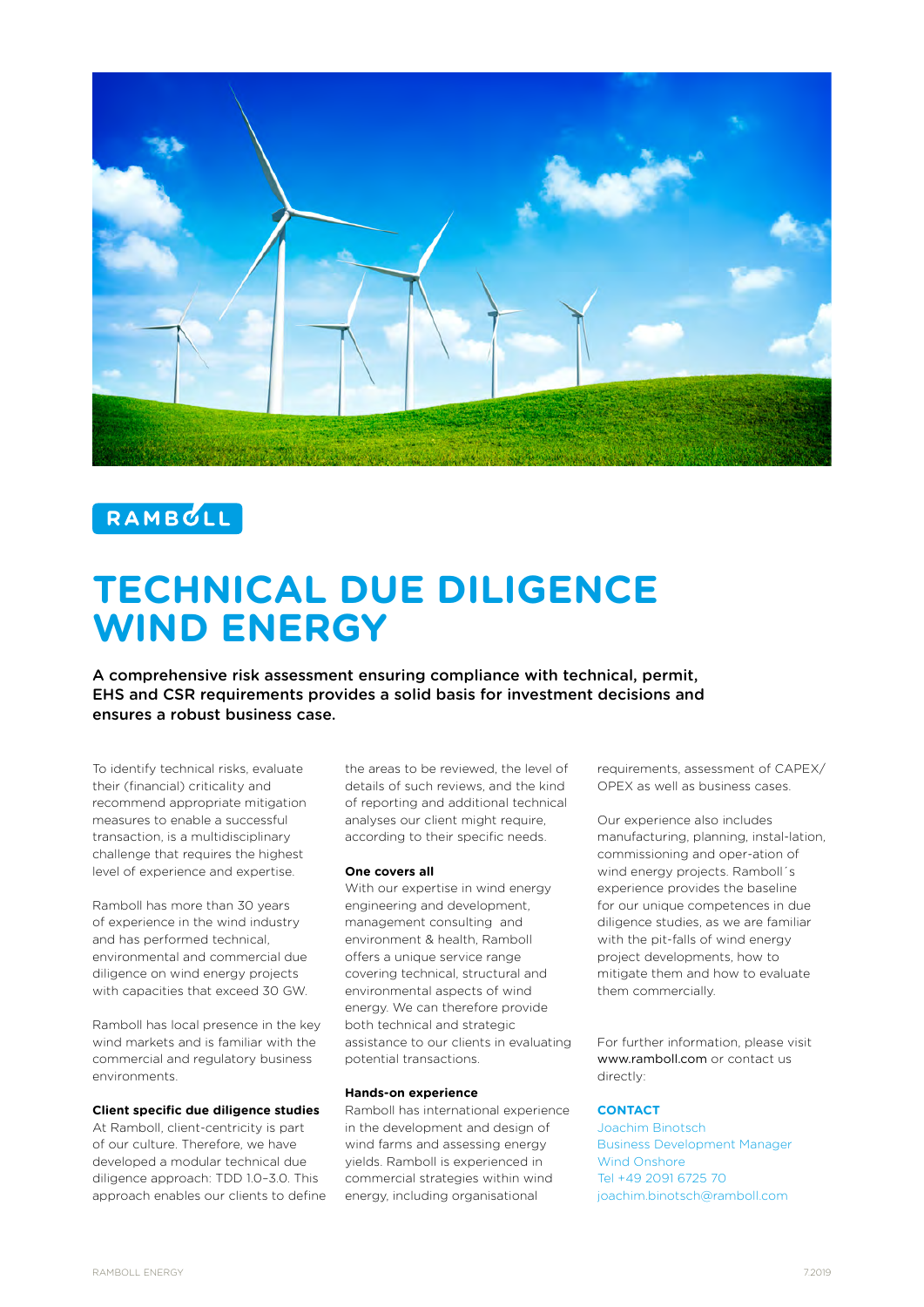RAMBOLL

# TECHNICAL DUE DILIGENCE WIND ENERGY

**A comprehensive risk assessment ensuring compliance with technical, permit, EHS and CSR requirements provides a solid basis for investment decisions and ensures a robust business case.**

To identify technical risks, evaluate their (financial) criticality and recommend appropriate mitigation measures to enable a successful transaction, is a multidisciplinary challenge that requires the highest level of experience and expertise.

Ramboll has more than 30 years of experience in the wind industry and has performed technical, environmental and commercial due diligence on wind energy projects with capacities that exceed 30 GW.

Ramboll has local presence in the key wind markets and is familiar with the commercial and regulatory business environments.

### Client specific due diligence studies

At Ramboll, client-centricity is part of our culture. Therefore, we have developed a modular technical due diligence approach: TDD 1.0–3.0. This approach enables our clients to define the areas to be reviewed, the level of details of such reviews, and the kind of reporting and additional technical analyses our client might require, according to their specific needs.

### One covers all

With our expertise in wind energy engineering and development, management consulting and environment & health, Ramboll offers a unique service range covering technical, structural and environmental aspects of wind energy. We can therefore provide both technical and strategic assistance to our clients in evaluating potential transactions.

### Hands-on experience

Ramboll has international experience in the development and design of wind farms and assessing energy yields. Ramboll is experienced in commercial strategies within wind energy, including organisational requirements, assessment of CAPEX/ OPEX as well as business cases.

Our experience also includes manufacturing, planning, instal-lation, commissioning and oper-ation of wind energy projects. Ramboll´s experience provides the baseline for our unique competences in due diligence studies, as we are familiar with the pit-falls of wind energy project developments, how to mitigate them and how to evaluate them commercially.

For further information, please visit www.ramboll.com or contact us directly:

### CONTACT

Joachim Binotsch
Business Development Manager
Wind Onshore
Tel +49 2091 6725 70
joachim.binotsch@ramboll.com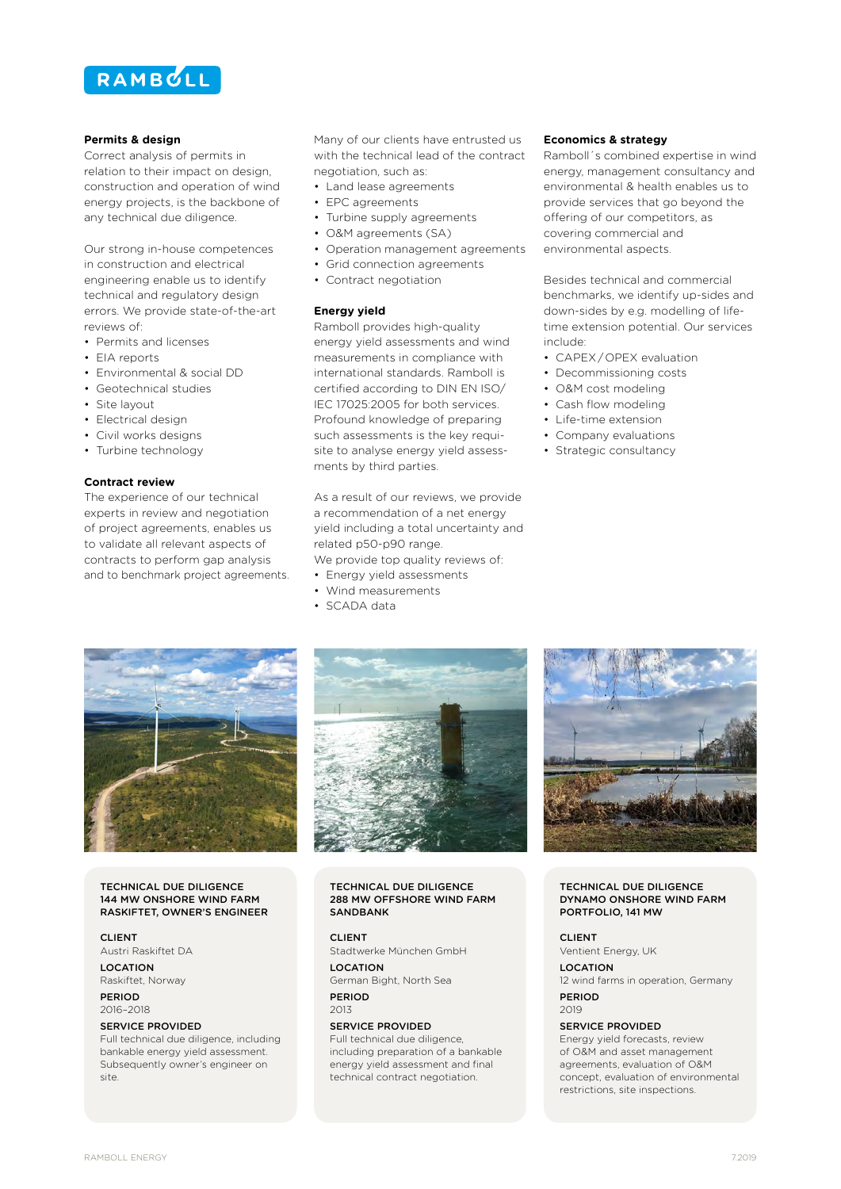### Permits & design

Correct analysis of permits in relation to their impact on design, construction and operation of wind energy projects, is the backbone of any technical due diligence.

Our strong in-house competences in construction and electrical engineering enable us to identify technical and regulatory design errors. We provide state-of-the-art reviews of:

- Permits and licenses
- EIA reports
- Environmental & social DD
- Geotechnical studies
- Site layout
- Electrical design
- Civil works designs
- Turbine technology

### Contract review

The experience of our technical experts in review and negotiation of project agreements, enables us to validate all relevant aspects of contracts to perform gap analysis and to benchmark project agreements.

Many of our clients have entrusted us with the technical lead of the contract negotiation, such as:

- Land lease agreements
- EPC agreements
- Turbine supply agreements
- O&M agreements (SA)
- Operation management agreements
- Grid connection agreements
- Contract negotiation

### Energy yield

Ramboll provides high-quality energy yield assessments and wind measurements in compliance with international standards. Ramboll is certified according to DIN EN ISO/IEC 17025:2005 for both services. Profound knowledge of preparing such assessments is the key requisite to analyse energy yield assessments by third parties.

As a result of our reviews, we provide a recommendation of a net energy yield including a total uncertainty and related p50-p90 range.
We provide top quality reviews of:

- Energy yield assessments
- Wind measurements
- SCADA data

### Economics & strategy

Ramboll´s combined expertise in wind energy, management consultancy and environmental & health enables us to provide services that go beyond the offering of our competitors, as covering commercial and environmental aspects.

Besides technical and commercial benchmarks, we identify up-sides and down-sides by e.g. modelling of life-time extension potential. Our services include:

- CAPEX/OPEX evaluation
- Decommissioning costs
- O&M cost modeling
- Cash flow modeling
- Life-time extension
- Company evaluations
- Strategic consultancy

**TECHNICAL DUE DILIGENCE**
**144 MW ONSHORE WIND FARM**
**RASKIFTET, OWNER'S ENGINEER**

**CLIENT**
Austri Raskiftet DA

**LOCATION**
Raskiftet, Norway

**PERIOD**
2016–2018

**SERVICE PROVIDED**
Full technical due diligence, including bankable energy yield assessment. Subsequently owner's engineer on site.

**TECHNICAL DUE DILIGENCE**
**288 MW OFFSHORE WIND FARM**
**SANDBANK**

**CLIENT**
Stadtwerke München GmbH

**LOCATION**
German Bight, North Sea

**PERIOD**
2013

**SERVICE PROVIDED**
Full technical due diligence, including preparation of a bankable energy yield assessment and final technical contract negotiation.

**TECHNICAL DUE DILIGENCE**
**DYNAMO ONSHORE WIND FARM**
**PORTFOLIO, 141 MW**

**CLIENT**
Ventient Energy, UK

**LOCATION**
12 wind farms in operation, Germany

**PERIOD**
2019

**SERVICE PROVIDED**
Energy yield forecasts, review of O&M and asset management agreements, evaluation of O&M concept, evaluation of environmental restrictions, site inspections.